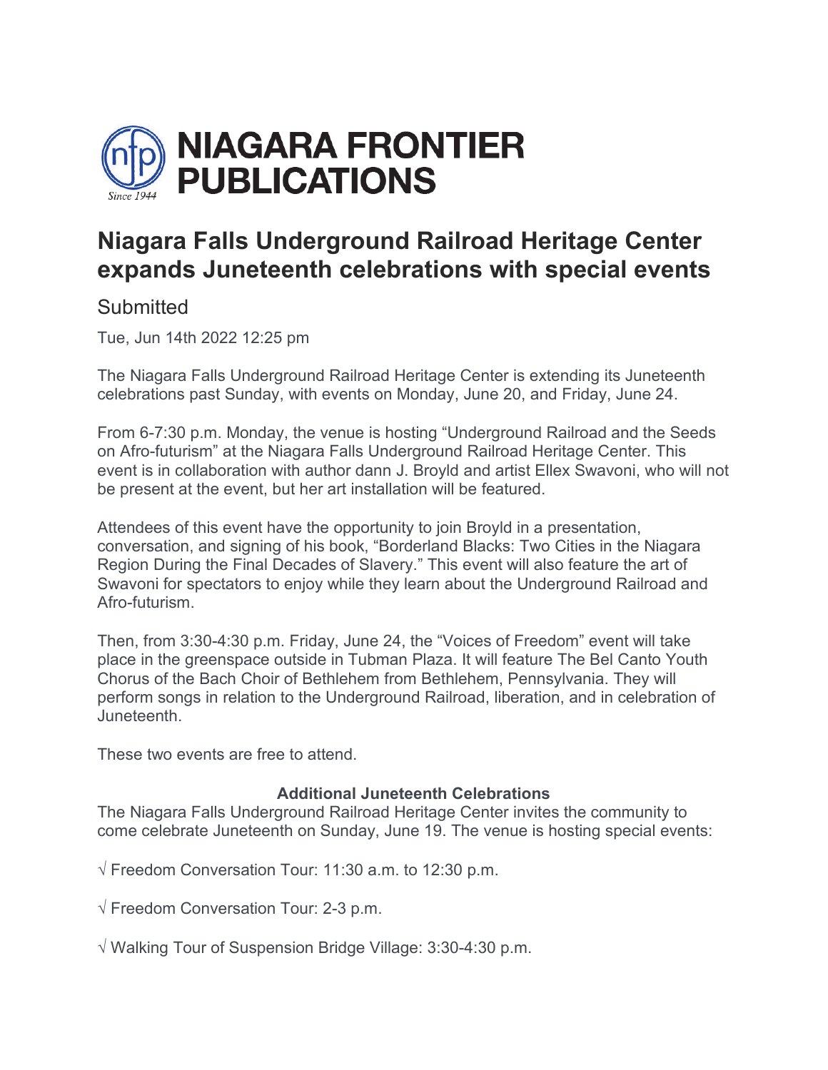NIAGARA FRONTIER PUBLICATIONS

Since 1944

# Niagara Falls Underground Railroad Heritage Center expands Juneteenth celebrations with special events

Submitted

Tue, Jun 14th 2022 12:25 pm

The Niagara Falls Underground Railroad Heritage Center is extending its Juneteenth celebrations past Sunday, with events on Monday, June 20, and Friday, June 24.

From 6-7:30 p.m. Monday, the venue is hosting "Underground Railroad and the Seeds on Afro-futurism" at the Niagara Falls Underground Railroad Heritage Center. This event is in collaboration with author dann J. Broyld and artist Ellex Swavoni, who will not be present at the event, but her art installation will be featured.

Attendees of this event have the opportunity to join Broyld in a presentation, conversation, and signing of his book, "Borderland Blacks: Two Cities in the Niagara Region During the Final Decades of Slavery." This event will also feature the art of Swavoni for spectators to enjoy while they learn about the Underground Railroad and Afro-futurism.

Then, from 3:30-4:30 p.m. Friday, June 24, the "Voices of Freedom" event will take place in the greenspace outside in Tubman Plaza. It will feature The Bel Canto Youth Chorus of the Bach Choir of Bethlehem from Bethlehem, Pennsylvania. They will perform songs in relation to the Underground Railroad, liberation, and in celebration of Juneteenth.

These two events are free to attend.

**Additional Juneteenth Celebrations**

The Niagara Falls Underground Railroad Heritage Center invites the community to come celebrate Juneteenth on Sunday, June 19. The venue is hosting special events:

√ Freedom Conversation Tour: 11:30 a.m. to 12:30 p.m.

√ Freedom Conversation Tour: 2-3 p.m.

√ Walking Tour of Suspension Bridge Village: 3:30-4:30 p.m.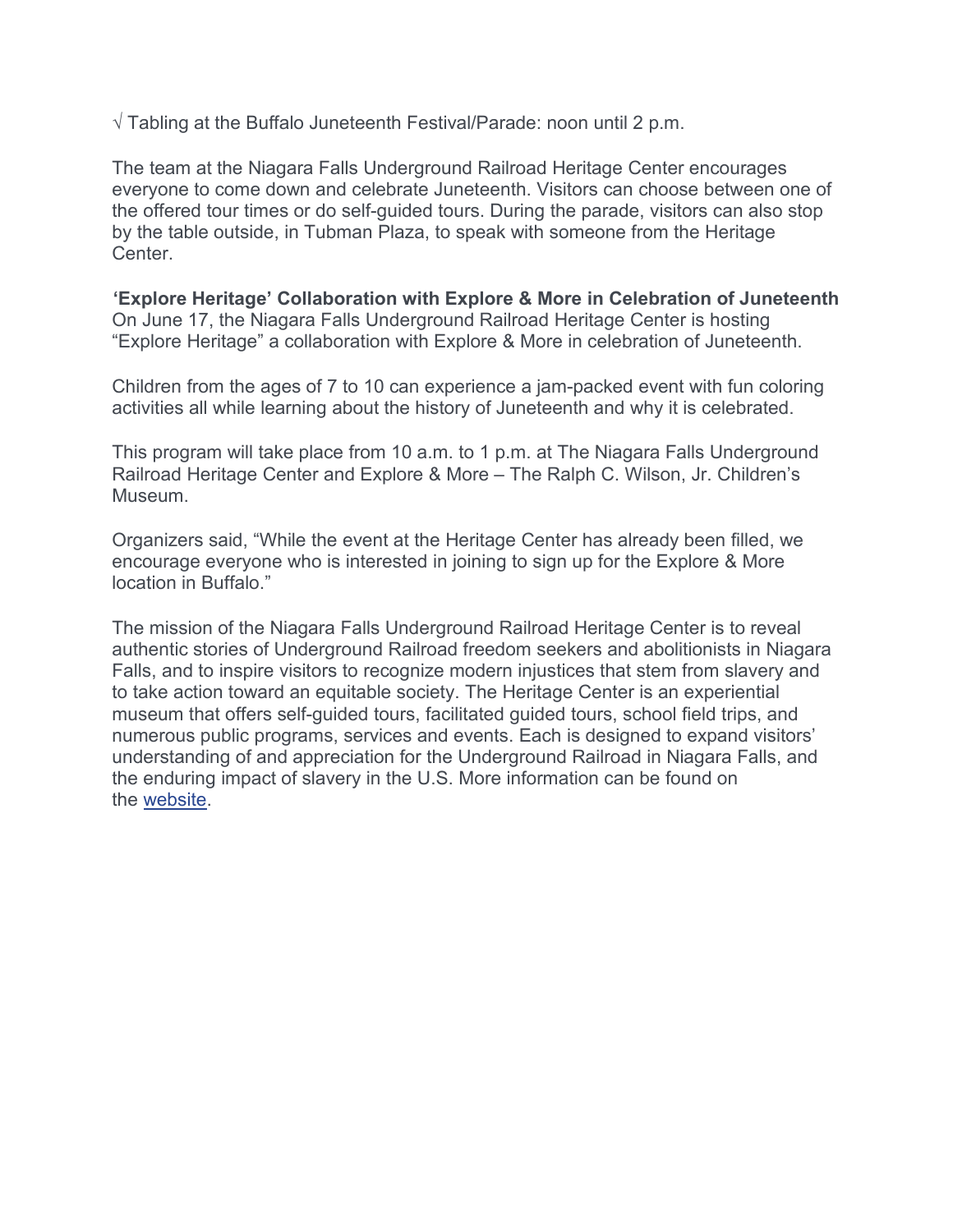√ Tabling at the Buffalo Juneteenth Festival/Parade: noon until 2 p.m.

The team at the Niagara Falls Underground Railroad Heritage Center encourages everyone to come down and celebrate Juneteenth. Visitors can choose between one of the offered tour times or do self-guided tours. During the parade, visitors can also stop by the table outside, in Tubman Plaza, to speak with someone from the Heritage Center.

**‘Explore Heritage’ Collaboration with Explore & More in Celebration of Juneteenth**
On June 17, the Niagara Falls Underground Railroad Heritage Center is hosting “Explore Heritage” a collaboration with Explore & More in celebration of Juneteenth.

Children from the ages of 7 to 10 can experience a jam-packed event with fun coloring activities all while learning about the history of Juneteenth and why it is celebrated.

This program will take place from 10 a.m. to 1 p.m. at The Niagara Falls Underground Railroad Heritage Center and Explore & More – The Ralph C. Wilson, Jr. Children’s Museum.

Organizers said, “While the event at the Heritage Center has already been filled, we encourage everyone who is interested in joining to sign up for the Explore & More location in Buffalo.”

The mission of the Niagara Falls Underground Railroad Heritage Center is to reveal authentic stories of Underground Railroad freedom seekers and abolitionists in Niagara Falls, and to inspire visitors to recognize modern injustices that stem from slavery and to take action toward an equitable society. The Heritage Center is an experiential museum that offers self-guided tours, facilitated guided tours, school field trips, and numerous public programs, services and events. Each is designed to expand visitors’ understanding of and appreciation for the Underground Railroad in Niagara Falls, and the enduring impact of slavery in the U.S. More information can be found on the [website](website).